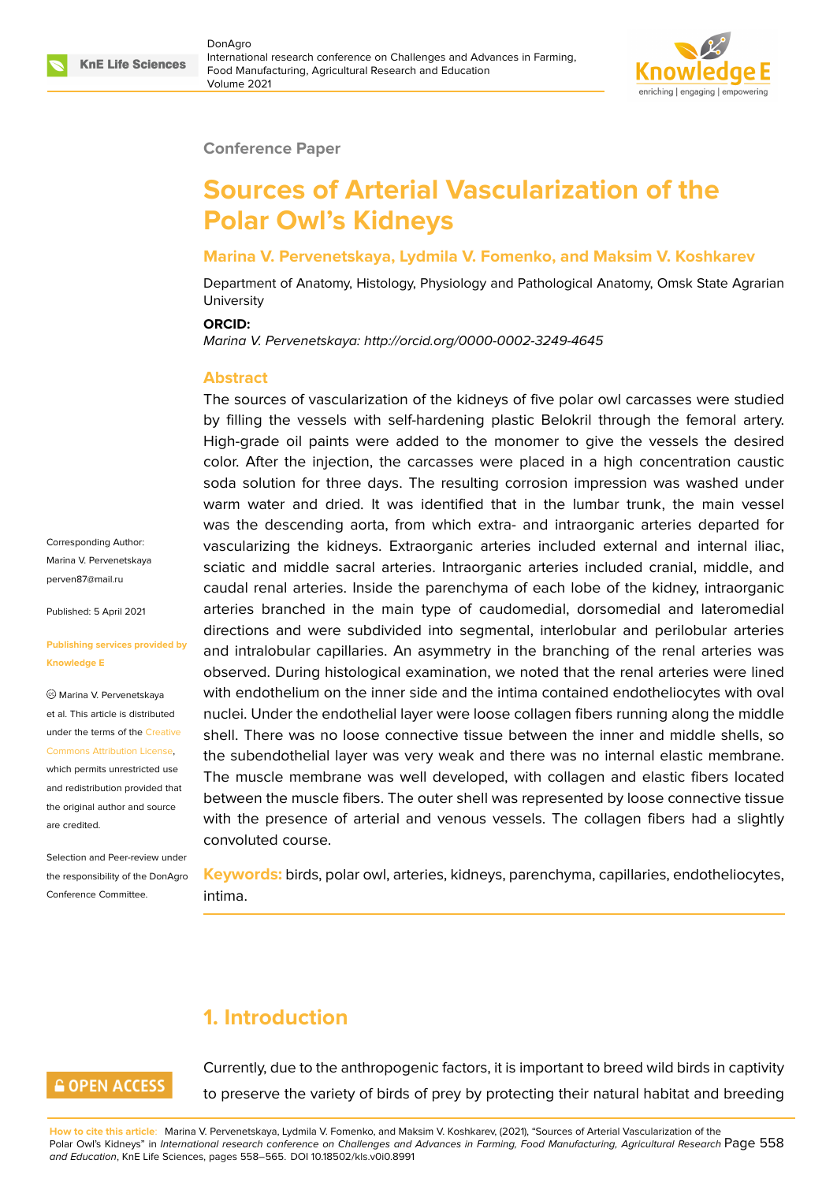Conference Paper

# Sources of Arterial Vascularization of the Polar Owl's Kidneys

**Marina V. Pervenetskaya, Lydmila V. Fomenko, and Maksim V. Koshkarev**

Department of Anatomy, Histology, Physiology and Pathological Anatomy, Omsk State Agrarian University

**ORCID:**

*Marina V. Pervenetskaya: http://orcid.org/0000-0002-3249-4645*

Corresponding Author: Marina V. Pervenetskaya perven87@mail.ru

Published: 5 April 2021

Publishing services provided by Knowledge E

© Marina V. Pervenetskaya et al. This article is distributed under the terms of the Creative Commons Attribution License, which permits unrestricted use and redistribution provided that the original author and source are credited.

Selection and Peer-review under the responsibility of the DonAgro Conference Committee.

## Abstract

The sources of vascularization of the kidneys of five polar owl carcasses were studied by filling the vessels with self-hardening plastic Belokril through the femoral artery. High-grade oil paints were added to the monomer to give the vessels the desired color. After the injection, the carcasses were placed in a high concentration caustic soda solution for three days. The resulting corrosion impression was washed under warm water and dried. It was identified that in the lumbar trunk, the main vessel was the descending aorta, from which extra- and intraorganic arteries departed for vascularizing the kidneys. Extraorganic arteries included external and internal iliac, sciatic and middle sacral arteries. Intraorganic arteries included cranial, middle, and caudal renal arteries. Inside the parenchyma of each lobe of the kidney, intraorganic arteries branched in the main type of caudomedial, dorsomedial and lateromedial directions and were subdivided into segmental, interlobular and perilobular arteries and intralobular capillaries. An asymmetry in the branching of the renal arteries was observed. During histological examination, we noted that the renal arteries were lined with endothelium on the inner side and the intima contained endotheliocytes with oval nuclei. Under the endothelial layer were loose collagen fibers running along the middle shell. There was no loose connective tissue between the inner and middle shells, so the subendothelial layer was very weak and there was no internal elastic membrane. The muscle membrane was well developed, with collagen and elastic fibers located between the muscle fibers. The outer shell was represented by loose connective tissue with the presence of arterial and venous vessels. The collagen fibers had a slightly convoluted course.

**Keywords:** birds, polar owl, arteries, kidneys, parenchyma, capillaries, endotheliocytes, intima.

## 1. Introduction

Currently, due to the anthropogenic factors, it is important to breed wild birds in captivity to preserve the variety of birds of prey by protecting their natural habitat and breeding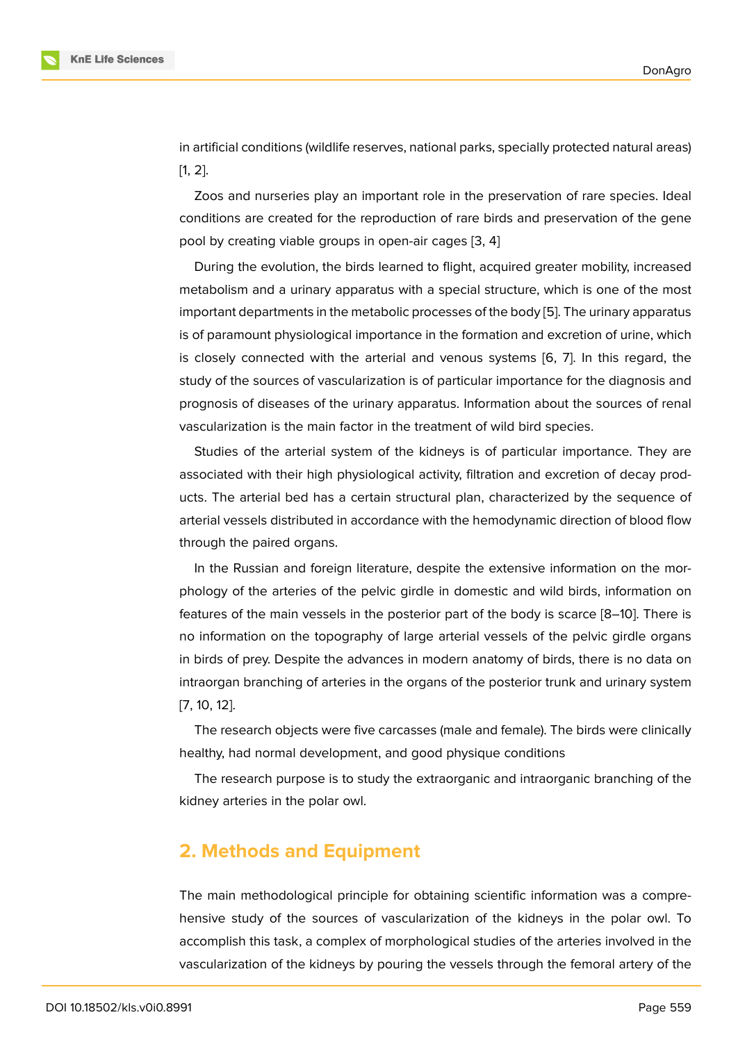in artificial conditions (wildlife reserves, national parks, specially protected natural areas) [1, 2].

Zoos and nurseries play an important role in the preservation of rare species. Ideal conditions are created for the reproduction of rare birds and preservation of the gene pool by creating viable groups in open-air cages [3, 4]

During the evolution, the birds learned to flight, acquired greater mobility, increased metabolism and a urinary apparatus with a special structure, which is one of the most important departments in the metabolic processes of the body [5]. The urinary apparatus is of paramount physiological importance in the formation and excretion of urine, which is closely connected with the arterial and venous systems [6, 7]. In this regard, the study of the sources of vascularization is of particular importance for the diagnosis and prognosis of diseases of the urinary apparatus. Information about the sources of renal vascularization is the main factor in the treatment of wild bird species.

Studies of the arterial system of the kidneys is of particular importance. They are associated with their high physiological activity, filtration and excretion of decay products. The arterial bed has a certain structural plan, characterized by the sequence of arterial vessels distributed in accordance with the hemodynamic direction of blood flow through the paired organs.

In the Russian and foreign literature, despite the extensive information on the morphology of the arteries of the pelvic girdle in domestic and wild birds, information on features of the main vessels in the posterior part of the body is scarce [8–10]. There is no information on the topography of large arterial vessels of the pelvic girdle organs in birds of prey. Despite the advances in modern anatomy of birds, there is no data on intraorgan branching of arteries in the organs of the posterior trunk and urinary system [7, 10, 12].

The research objects were five carcasses (male and female). The birds were clinically healthy, had normal development, and good physique conditions

The research purpose is to study the extraorganic and intraorganic branching of the kidney arteries in the polar owl.

## 2. Methods and Equipment

The main methodological principle for obtaining scientific information was a comprehensive study of the sources of vascularization of the kidneys in the polar owl. To accomplish this task, a complex of morphological studies of the arteries involved in the vascularization of the kidneys by pouring the vessels through the femoral artery of the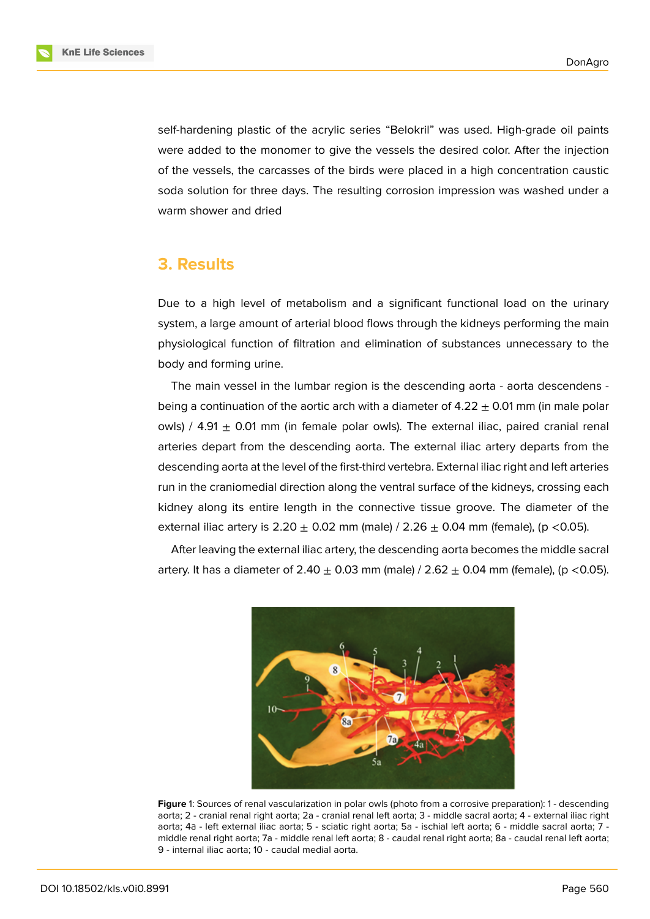self-hardening plastic of the acrylic series "Belokril" was used. High-grade oil paints were added to the monomer to give the vessels the desired color. After the injection of the vessels, the carcasses of the birds were placed in a high concentration caustic soda solution for three days. The resulting corrosion impression was washed under a warm shower and dried

## 3. Results

Due to a high level of metabolism and a significant functional load on the urinary system, a large amount of arterial blood flows through the kidneys performing the main physiological function of filtration and elimination of substances unnecessary to the body and forming urine.

The main vessel in the lumbar region is the descending aorta - aorta descendens - being a continuation of the aortic arch with a diameter of 4.22 $\pm$ 0.01 mm (in male polar owls) / 4.91 $\pm$ 0.01 mm (in female polar owls). The external iliac, paired cranial renal arteries depart from the descending aorta. The external iliac artery departs from the descending aorta at the level of the first-third vertebra. External iliac right and left arteries run in the craniomedial direction along the ventral surface of the kidneys, crossing each kidney along its entire length in the connective tissue groove. The diameter of the external iliac artery is 2.20 $\pm$ 0.02 mm (male) / 2.26 $\pm$ 0.04 mm (female), ($p < 0.05$).

After leaving the external iliac artery, the descending aorta becomes the middle sacral artery. It has a diameter of 2.40 $\pm$ 0.03 mm (male) / 2.62 $\pm$ 0.04 mm (female), ($p < 0.05$).

**Figure** 1: Sources of renal vascularization in polar owls (photo from a corrosive preparation): 1 - descending aorta; 2 - cranial renal right aorta; 2a - cranial renal left aorta; 3 - middle sacral aorta; 4 - external iliac right aorta; 4a - left external iliac aorta; 5 - sciatic right aorta; 5a - ischial left aorta; 6 - middle sacral aorta; 7 - middle renal right aorta; 7a - middle renal left aorta; 8 - caudal renal right aorta; 8a - caudal renal left aorta; 9 - internal iliac aorta; 10 - caudal medial aorta.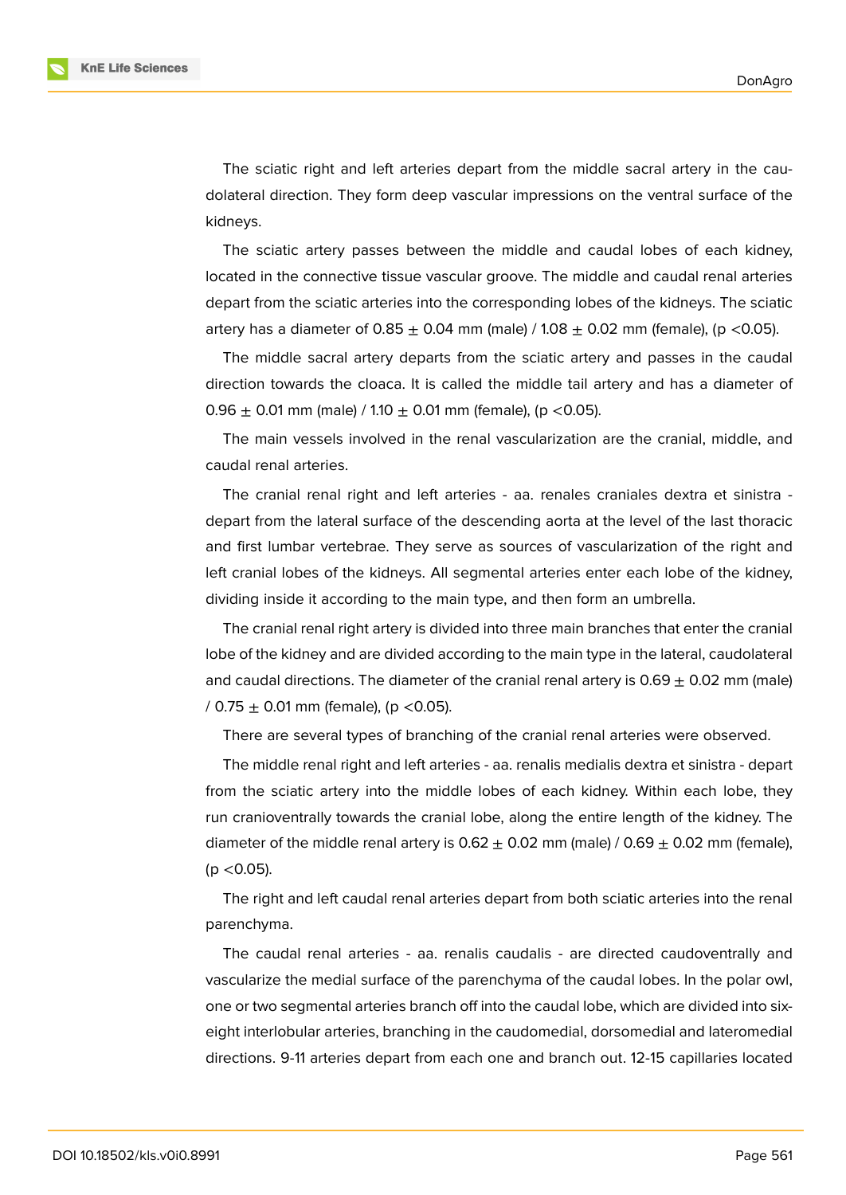The sciatic right and left arteries depart from the middle sacral artery in the caudolateral direction. They form deep vascular impressions on the ventral surface of the kidneys.

The sciatic artery passes between the middle and caudal lobes of each kidney, located in the connective tissue vascular groove. The middle and caudal renal arteries depart from the sciatic arteries into the corresponding lobes of the kidneys. The sciatic artery has a diameter of 0.85 $\pm$ 0.04 mm (male) / 1.08 $\pm$ 0.02 mm (female), ($p < 0.05$).

The middle sacral artery departs from the sciatic artery and passes in the caudal direction towards the cloaca. It is called the middle tail artery and has a diameter of 0.96 $\pm$ 0.01 mm (male) / 1.10 $\pm$ 0.01 mm (female), ($p < 0.05$).

The main vessels involved in the renal vascularization are the cranial, middle, and caudal renal arteries.

The cranial renal right and left arteries - aa. renales craniales dextra et sinistra - depart from the lateral surface of the descending aorta at the level of the last thoracic and first lumbar vertebrae. They serve as sources of vascularization of the right and left cranial lobes of the kidneys. All segmental arteries enter each lobe of the kidney, dividing inside it according to the main type, and then form an umbrella.

The cranial renal right artery is divided into three main branches that enter the cranial lobe of the kidney and are divided according to the main type in the lateral, caudolateral and caudal directions. The diameter of the cranial renal artery is 0.69 $\pm$ 0.02 mm (male) / 0.75 $\pm$ 0.01 mm (female), ($p < 0.05$).

There are several types of branching of the cranial renal arteries were observed.

The middle renal right and left arteries - aa. renalis medialis dextra et sinistra - depart from the sciatic artery into the middle lobes of each kidney. Within each lobe, they run cranioventrally towards the cranial lobe, along the entire length of the kidney. The diameter of the middle renal artery is 0.62 $\pm$ 0.02 mm (male) / 0.69 $\pm$ 0.02 mm (female), ($p < 0.05$).

The right and left caudal renal arteries depart from both sciatic arteries into the renal parenchyma.

The caudal renal arteries - aa. renalis caudalis - are directed caudoventrally and vascularize the medial surface of the parenchyma of the caudal lobes. In the polar owl, one or two segmental arteries branch off into the caudal lobe, which are divided into six-eight interlobular arteries, branching in the caudomedial, dorsomedial and lateromedial directions. 9-11 arteries depart from each one and branch out. 12-15 capillaries located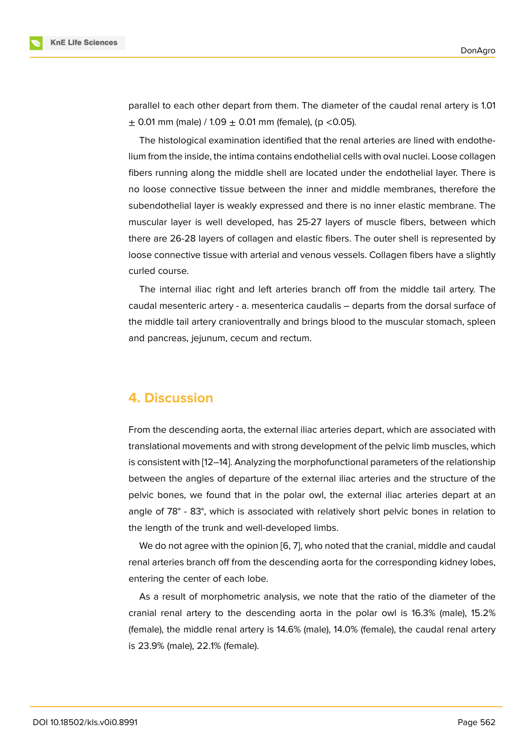parallel to each other depart from them. The diameter of the caudal renal artery is 1.01 ± 0.01 mm (male) / 1.09 ± 0.01 mm (female), ($p < 0.05$).

The histological examination identified that the renal arteries are lined with endothelium from the inside, the intima contains endothelial cells with oval nuclei. Loose collagen fibers running along the middle shell are located under the endothelial layer. There is no loose connective tissue between the inner and middle membranes, therefore the subendothelial layer is weakly expressed and there is no inner elastic membrane. The muscular layer is well developed, has 25-27 layers of muscle fibers, between which there are 26-28 layers of collagen and elastic fibers. The outer shell is represented by loose connective tissue with arterial and venous vessels. Collagen fibers have a slightly curled course.

The internal iliac right and left arteries branch off from the middle tail artery. The caudal mesenteric artery - a. mesenterica caudalis – departs from the dorsal surface of the middle tail artery cranioventrally and brings blood to the muscular stomach, spleen and pancreas, jejunum, cecum and rectum.

## 4. Discussion

From the descending aorta, the external iliac arteries depart, which are associated with translational movements and with strong development of the pelvic limb muscles, which is consistent with [12–14]. Analyzing the morphofunctional parameters of the relationship between the angles of departure of the external iliac arteries and the structure of the pelvic bones, we found that in the polar owl, the external iliac arteries depart at an angle of 78° - 83°, which is associated with relatively short pelvic bones in relation to the length of the trunk and well-developed limbs.

We do not agree with the opinion [6, 7], who noted that the cranial, middle and caudal renal arteries branch off from the descending aorta for the corresponding kidney lobes, entering the center of each lobe.

As a result of morphometric analysis, we note that the ratio of the diameter of the cranial renal artery to the descending aorta in the polar owl is 16.3% (male), 15.2% (female), the middle renal artery is 14.6% (male), 14.0% (female), the caudal renal artery is 23.9% (male), 22.1% (female).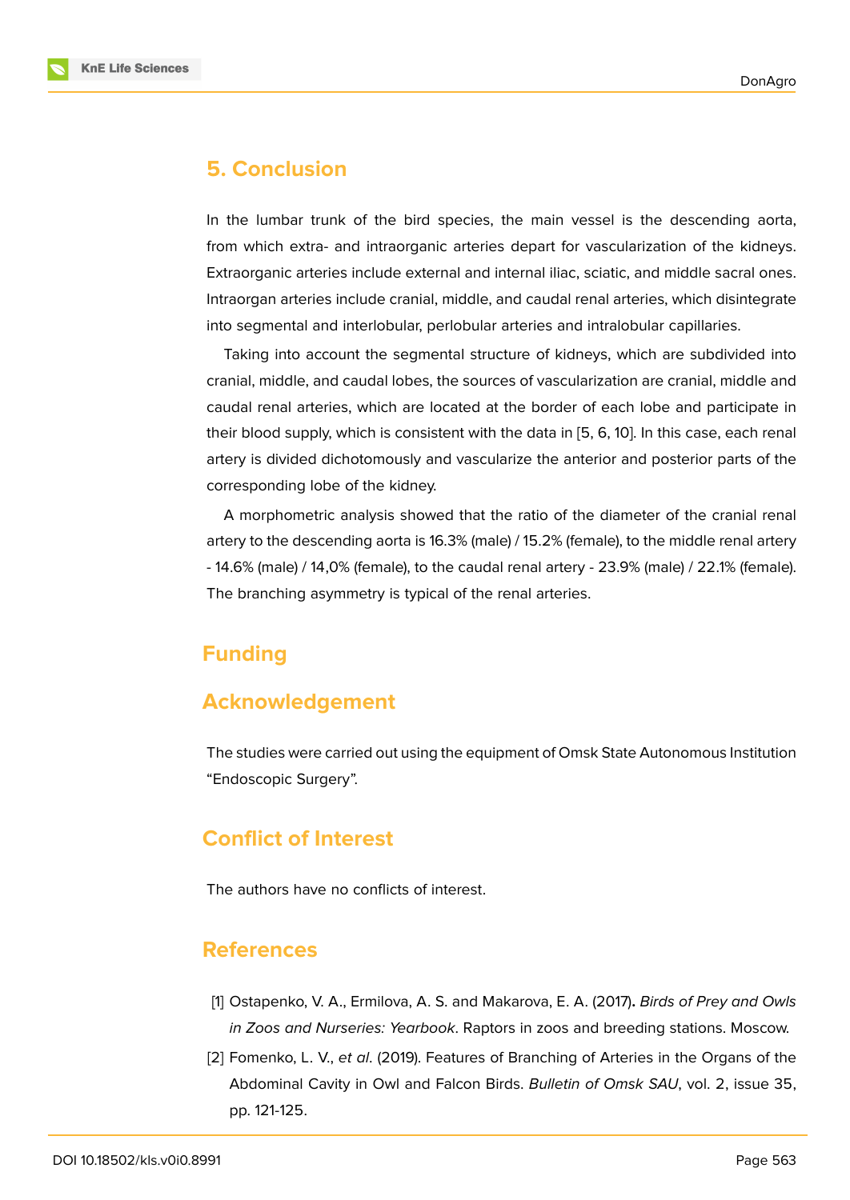## 5. Conclusion

In the lumbar trunk of the bird species, the main vessel is the descending aorta, from which extra- and intraorganic arteries depart for vascularization of the kidneys. Extraorganic arteries include external and internal iliac, sciatic, and middle sacral ones. Intraorgan arteries include cranial, middle, and caudal renal arteries, which disintegrate into segmental and interlobular, perlobular arteries and intralobular capillaries.

Taking into account the segmental structure of kidneys, which are subdivided into cranial, middle, and caudal lobes, the sources of vascularization are cranial, middle and caudal renal arteries, which are located at the border of each lobe and participate in their blood supply, which is consistent with the data in [5, 6, 10]. In this case, each renal artery is divided dichotomously and vascularize the anterior and posterior parts of the corresponding lobe of the kidney.

A morphometric analysis showed that the ratio of the diameter of the cranial renal artery to the descending aorta is 16.3% (male) / 15.2% (female), to the middle renal artery - 14.6% (male) / 14,0% (female), to the caudal renal artery - 23.9% (male) / 22.1% (female). The branching asymmetry is typical of the renal arteries.

## Funding

## Acknowledgement

The studies were carried out using the equipment of Omsk State Autonomous Institution "Endoscopic Surgery".

## Conflict of Interest

The authors have no conflicts of interest.

## References

[1] Ostapenko, V. A., Ermilova, A. S. and Makarova, E. A. (2017). *Birds of Prey and Owls in Zoos and Nurseries: Yearbook*. Raptors in zoos and breeding stations. Moscow.

[2] Fomenko, L. V., *et al*. (2019). Features of Branching of Arteries in the Organs of the Abdominal Cavity in Owl and Falcon Birds. *Bulletin of Omsk SAU*, vol. 2, issue 35, pp. 121-125.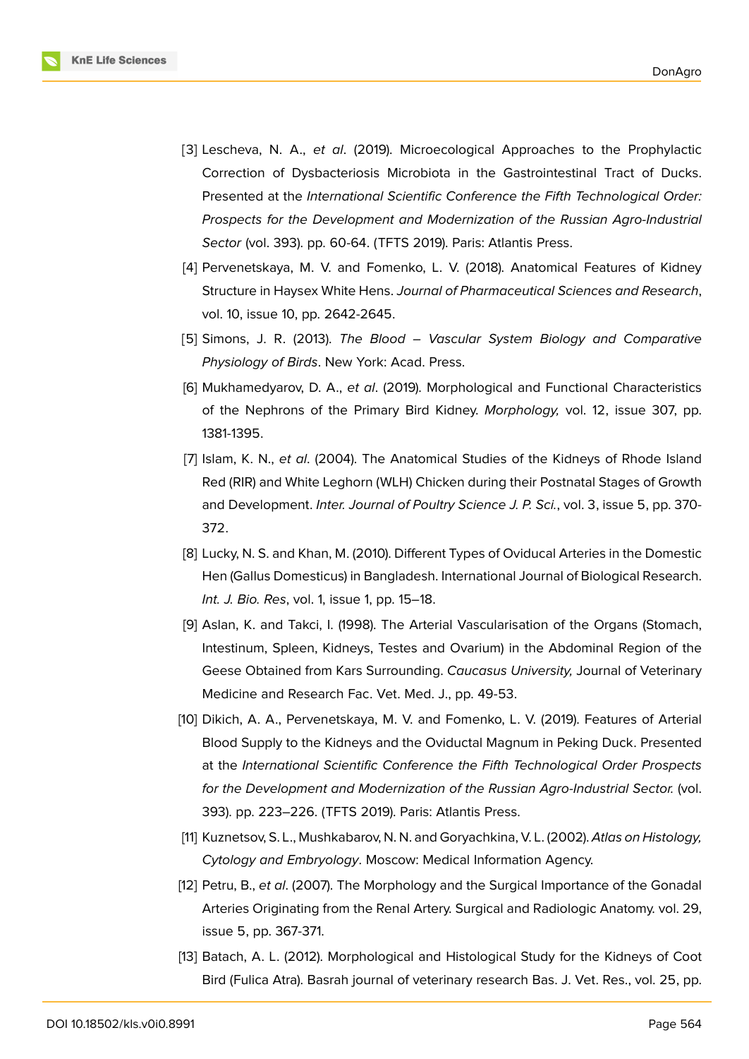[3] Lescheva, N. A., *et al*. (2019). Microecological Approaches to the Prophylactic Correction of Dysbacteriosis Microbiota in the Gastrointestinal Tract of Ducks. Presented at the *International Scientific Conference the Fifth Technological Order: Prospects for the Development and Modernization of the Russian Agro-Industrial Sector* (vol. 393). pp. 60-64. (TFTS 2019). Paris: Atlantis Press.

[4] Pervenetskaya, M. V. and Fomenko, L. V. (2018). Anatomical Features of Kidney Structure in Haysex White Hens. *Journal of Pharmaceutical Sciences and Research*, vol. 10, issue 10, pp. 2642-2645.

[5] Simons, J. R. (2013). *The Blood – Vascular System Biology and Comparative Physiology of Birds*. New York: Acad. Press.

[6] Mukhamedyarov, D. A., *et al*. (2019). Morphological and Functional Characteristics of the Nephrons of the Primary Bird Kidney. *Morphology,* vol. 12, issue 307, pp. 1381-1395.

[7] Islam, K. N., *et al*. (2004). The Anatomical Studies of the Kidneys of Rhode Island Red (RIR) and White Leghorn (WLH) Chicken during their Postnatal Stages of Growth and Development. *Inter. Journal of Poultry Science J. P. Sci.*, vol. 3, issue 5, pp. 370-372.

[8] Lucky, N. S. and Khan, M. (2010). Different Types of Oviducal Arteries in the Domestic Hen (Gallus Domesticus) in Bangladesh. International Journal of Biological Research. *Int. J. Bio. Res*, vol. 1, issue 1, pp. 15–18.

[9] Aslan, K. and Takci, I. (1998). The Arterial Vascularisation of the Organs (Stomach, Intestinum, Spleen, Kidneys, Testes and Ovarium) in the Abdominal Region of the Geese Obtained from Kars Surrounding. *Caucasus University,* Journal of Veterinary Medicine and Research Fac. Vet. Med. J., pp. 49-53.

[10] Dikich, A. A., Pervenetskaya, M. V. and Fomenko, L. V. (2019). Features of Arterial Blood Supply to the Kidneys and the Oviductal Magnum in Peking Duck. Presented at the *International Scientific Conference the Fifth Technological Order Prospects for the Development and Modernization of the Russian Agro-Industrial Sector.* (vol. 393). pp. 223–226. (TFTS 2019). Paris: Atlantis Press.

[11] Kuznetsov, S. L., Mushkabarov, N. N. and Goryachkina, V. L. (2002). *Atlas on Histology, Cytology and Embryology*. Moscow: Medical Information Agency.

[12] Petru, B., *et al*. (2007). The Morphology and the Surgical Importance of the Gonadal Arteries Originating from the Renal Artery. Surgical and Radiologic Anatomy. vol. 29, issue 5, pp. 367-371.

[13] Batach, A. L. (2012). Morphological and Histological Study for the Kidneys of Coot Bird (Fulica Atra). Basrah journal of veterinary research Bas. J. Vet. Res., vol. 25, pp.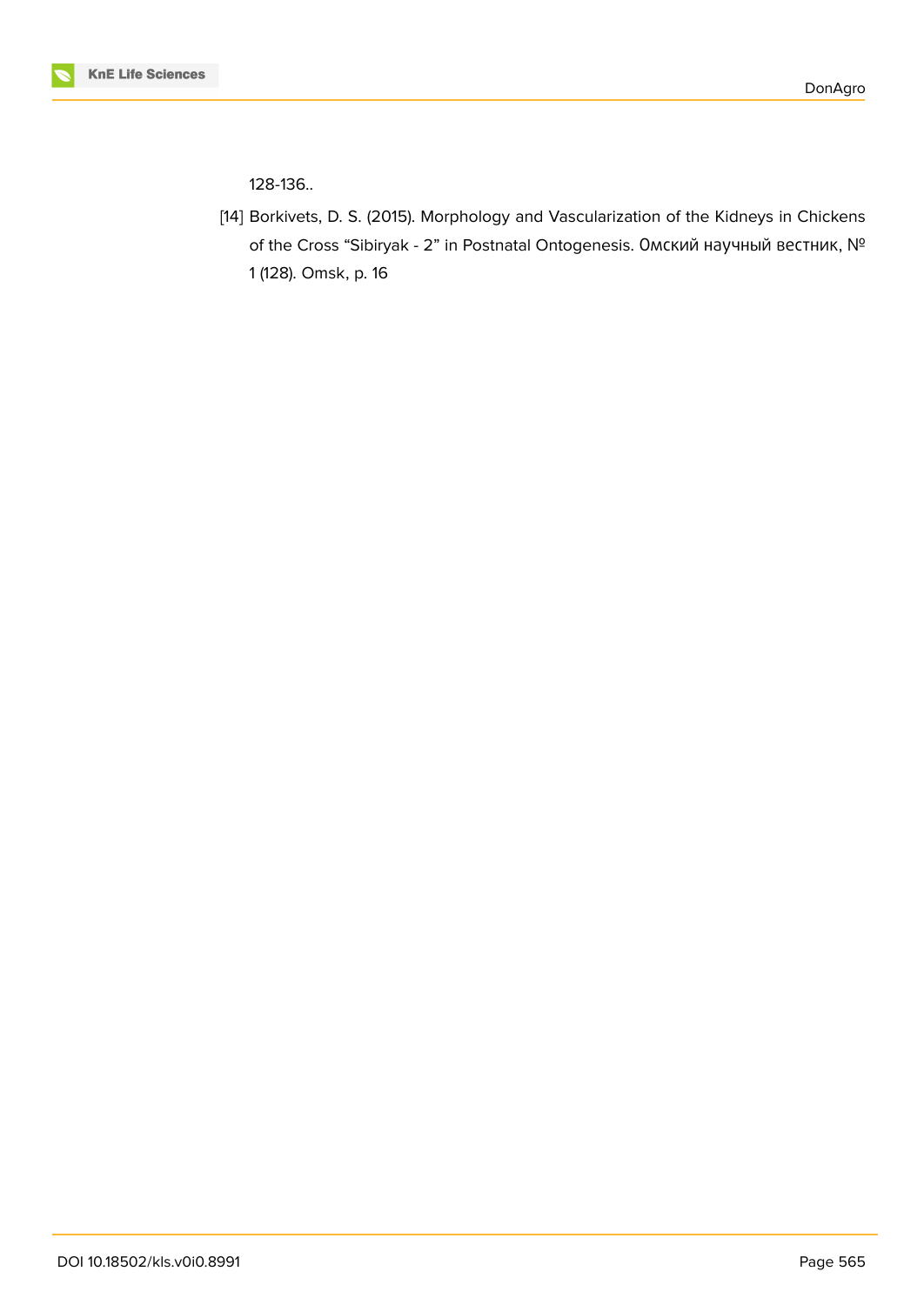128-136..

[14] Borkivets, D. S. (2015). Morphology and Vascularization of the Kidneys in Chickens of the Cross “Sibiryak - 2” in Postnatal Ontogenesis. Омский научный вестник, № 1 (128). Omsk, p. 16